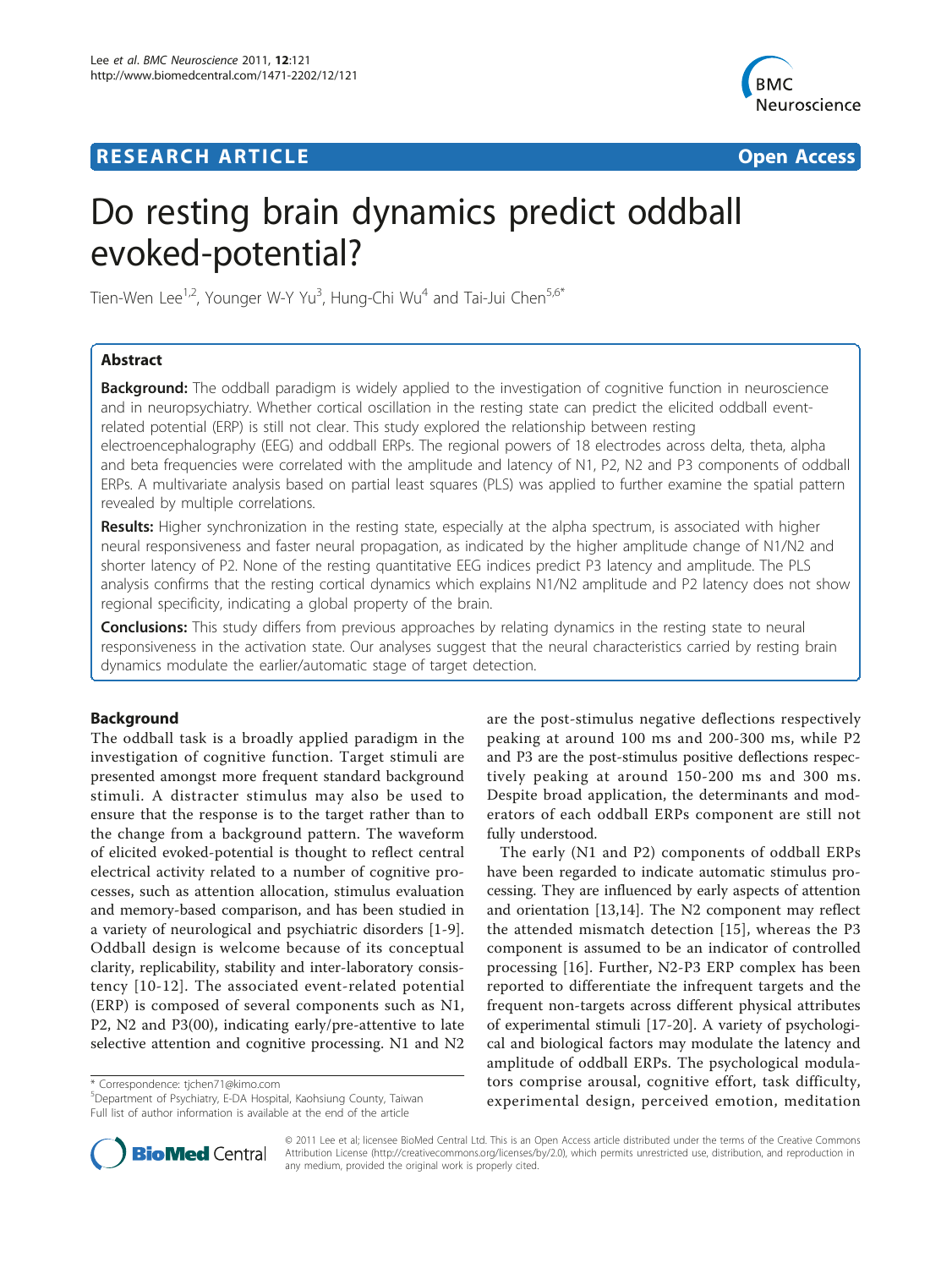RESEARCH ARTICLE Open Access

# Do resting brain dynamics predict oddball evoked-potential?

Tien-Wen Lee[1,2], Younger W-Y Yu[3], Hung-Chi Wu[4] and Tai-Jui Chen[5,6*]

## Abstract

**Background:** The oddball paradigm is widely applied to the investigation of cognitive function in neuroscience and in neuropsychiatry. Whether cortical oscillation in the resting state can predict the elicited oddball event-related potential (ERP) is still not clear. This study explored the relationship between resting electroencephalography (EEG) and oddball ERPs. The regional powers of 18 electrodes across delta, theta, alpha and beta frequencies were correlated with the amplitude and latency of N1, P2, N2 and P3 components of oddball ERPs. A multivariate analysis based on partial least squares (PLS) was applied to further examine the spatial pattern revealed by multiple correlations.

**Results:** Higher synchronization in the resting state, especially at the alpha spectrum, is associated with higher neural responsiveness and faster neural propagation, as indicated by the higher amplitude change of N1/N2 and shorter latency of P2. None of the resting quantitative EEG indices predict P3 latency and amplitude. The PLS analysis confirms that the resting cortical dynamics which explains N1/N2 amplitude and P2 latency does not show regional specificity, indicating a global property of the brain.

**Conclusions:** This study differs from previous approaches by relating dynamics in the resting state to neural responsiveness in the activation state. Our analyses suggest that the neural characteristics carried by resting brain dynamics modulate the earlier/automatic stage of target detection.

## Background

The oddball task is a broadly applied paradigm in the investigation of cognitive function. Target stimuli are presented amongst more frequent standard background stimuli. A distracter stimulus may also be used to ensure that the response is to the target rather than to the change from a background pattern. The waveform of elicited evoked-potential is thought to reflect central electrical activity related to a number of cognitive processes, such as attention allocation, stimulus evaluation and memory-based comparison, and has been studied in a variety of neurological and psychiatric disorders [1-9]. Oddball design is welcome because of its conceptual clarity, replicability, stability and inter-laboratory consistency [10-12]. The associated event-related potential (ERP) is composed of several components such as N1, P2, N2 and P3(00), indicating early/pre-attentive to late selective attention and cognitive processing. N1 and N2 are the post-stimulus negative deflections respectively peaking at around 100 ms and 200-300 ms, while P2 and P3 are the post-stimulus positive deflections respectively peaking at around 150-200 ms and 300 ms. Despite broad application, the determinants and moderators of each oddball ERPs component are still not fully understood.

The early (N1 and P2) components of oddball ERPs have been regarded to indicate automatic stimulus processing. They are influenced by early aspects of attention and orientation [13,14]. The N2 component may reflect the attended mismatch detection [15], whereas the P3 component is assumed to be an indicator of controlled processing [16]. Further, N2-P3 ERP complex has been reported to differentiate the infrequent targets and the frequent non-targets across different physical attributes of experimental stimuli [17-20]. A variety of psychological and biological factors may modulate the latency and amplitude of oddball ERPs. The psychological modulators comprise arousal, cognitive effort, task difficulty, experimental design, perceived emotion, meditation

* Correspondence: tjchen71@kimo.com
[5]Department of Psychiatry, E-DA Hospital, Kaohsiung County, Taiwan
Full list of author information is available at the end of the article

© 2011 Lee et al; licensee BioMed Central Ltd. This is an Open Access article distributed under the terms of the Creative Commons Attribution License (http://creativecommons.org/licenses/by/2.0), which permits unrestricted use, distribution, and reproduction in any medium, provided the original work is properly cited.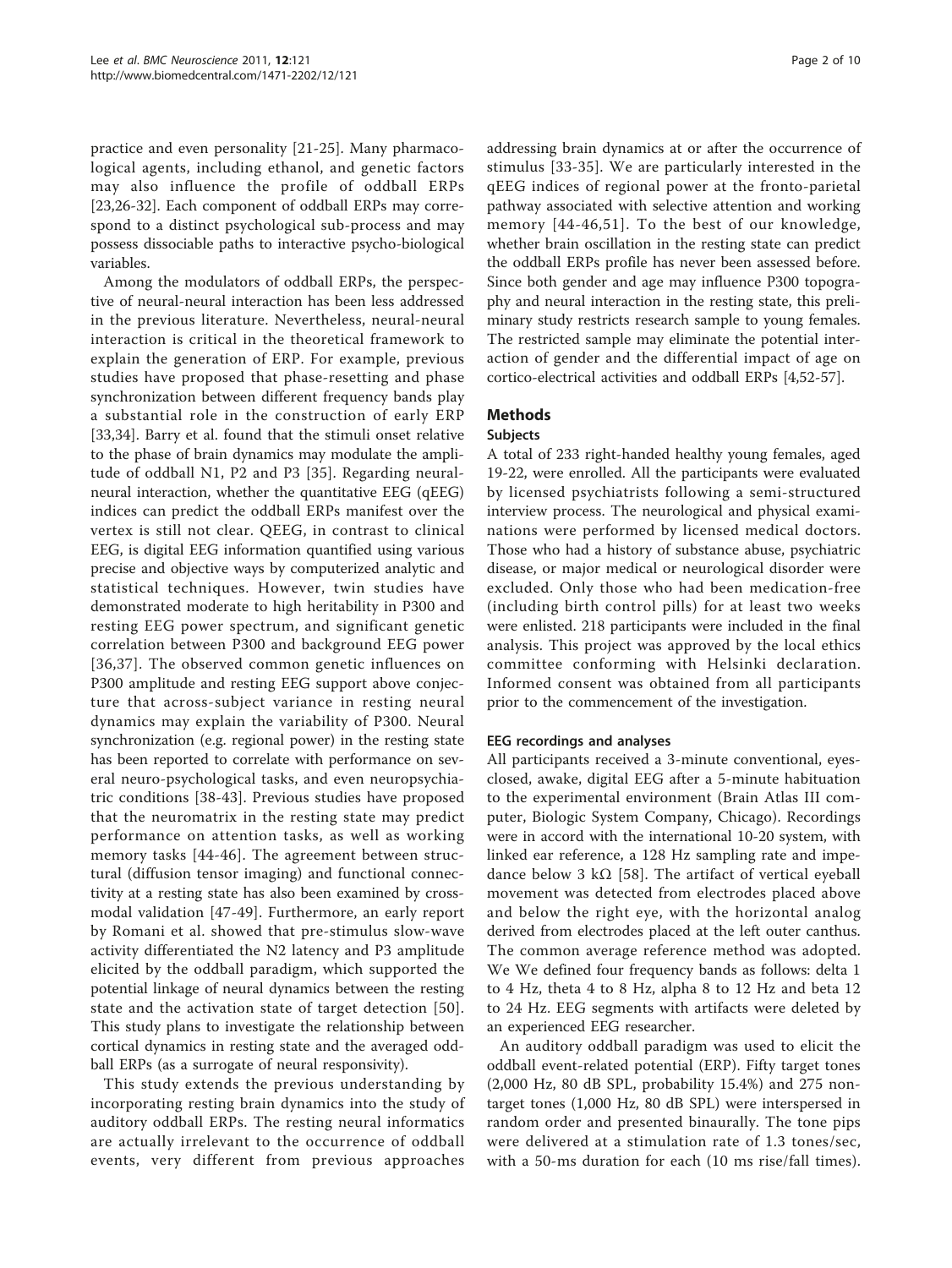practice and even personality [21-25]. Many pharmacological agents, including ethanol, and genetic factors may also influence the profile of oddball ERPs [23,26-32]. Each component of oddball ERPs may correspond to a distinct psychological sub-process and may possess dissociable paths to interactive psycho-biological variables.

Among the modulators of oddball ERPs, the perspective of neural-neural interaction has been less addressed in the previous literature. Nevertheless, neural-neural interaction is critical in the theoretical framework to explain the generation of ERP. For example, previous studies have proposed that phase-resetting and phase synchronization between different frequency bands play a substantial role in the construction of early ERP [33,34]. Barry et al. found that the stimuli onset relative to the phase of brain dynamics may modulate the amplitude of oddball N1, P2 and P3 [35]. Regarding neural-neural interaction, whether the quantitative EEG (qEEG) indices can predict the oddball ERPs manifest over the vertex is still not clear. QEEG, in contrast to clinical EEG, is digital EEG information quantified using various precise and objective ways by computerized analytic and statistical techniques. However, twin studies have demonstrated moderate to high heritability in P300 and resting EEG power spectrum, and significant genetic correlation between P300 and background EEG power [36,37]. The observed common genetic influences on P300 amplitude and resting EEG support above conjecture that across-subject variance in resting neural dynamics may explain the variability of P300. Neural synchronization (e.g. regional power) in the resting state has been reported to correlate with performance on several neuro-psychological tasks, and even neuropsychiatric conditions [38-43]. Previous studies have proposed that the neuromatrix in the resting state may predict performance on attention tasks, as well as working memory tasks [44-46]. The agreement between structural (diffusion tensor imaging) and functional connectivity at a resting state has also been examined by cross-modal validation [47-49]. Furthermore, an early report by Romani et al. showed that pre-stimulus slow-wave activity differentiated the N2 latency and P3 amplitude elicited by the oddball paradigm, which supported the potential linkage of neural dynamics between the resting state and the activation state of target detection [50]. This study plans to investigate the relationship between cortical dynamics in resting state and the averaged oddball ERPs (as a surrogate of neural responsivity).

This study extends the previous understanding by incorporating resting brain dynamics into the study of auditory oddball ERPs. The resting neural informatics are actually irrelevant to the occurrence of oddball events, very different from previous approaches addressing brain dynamics at or after the occurrence of stimulus [33-35]. We are particularly interested in the qEEG indices of regional power at the fronto-parietal pathway associated with selective attention and working memory [44-46,51]. To the best of our knowledge, whether brain oscillation in the resting state can predict the oddball ERPs profile has never been assessed before. Since both gender and age may influence P300 topography and neural interaction in the resting state, this preliminary study restricts research sample to young females. The restricted sample may eliminate the potential interaction of gender and the differential impact of age on cortico-electrical activities and oddball ERPs [4,52-57].

## Methods

### Subjects

A total of 233 right-handed healthy young females, aged 19-22, were enrolled. All the participants were evaluated by licensed psychiatrists following a semi-structured interview process. The neurological and physical examinations were performed by licensed medical doctors. Those who had a history of substance abuse, psychiatric disease, or major medical or neurological disorder were excluded. Only those who had been medication-free (including birth control pills) for at least two weeks were enlisted. 218 participants were included in the final analysis. This project was approved by the local ethics committee conforming with Helsinki declaration. Informed consent was obtained from all participants prior to the commencement of the investigation.

### EEG recordings and analyses

All participants received a 3-minute conventional, eyes-closed, awake, digital EEG after a 5-minute habituation to the experimental environment (Brain Atlas III computer, Biologic System Company, Chicago). Recordings were in accord with the international 10-20 system, with linked ear reference, a 128 Hz sampling rate and impedance below 3 kΩ [58]. The artifact of vertical eyeball movement was detected from electrodes placed above and below the right eye, with the horizontal analog derived from electrodes placed at the left outer canthus. The common average reference method was adopted. We We defined four frequency bands as follows: delta 1 to 4 Hz, theta 4 to 8 Hz, alpha 8 to 12 Hz and beta 12 to 24 Hz. EEG segments with artifacts were deleted by an experienced EEG researcher.

An auditory oddball paradigm was used to elicit the oddball event-related potential (ERP). Fifty target tones (2,000 Hz, 80 dB SPL, probability 15.4%) and 275 non-target tones (1,000 Hz, 80 dB SPL) were interspersed in random order and presented binaurally. The tone pips were delivered at a stimulation rate of 1.3 tones/sec, with a 50-ms duration for each (10 ms rise/fall times).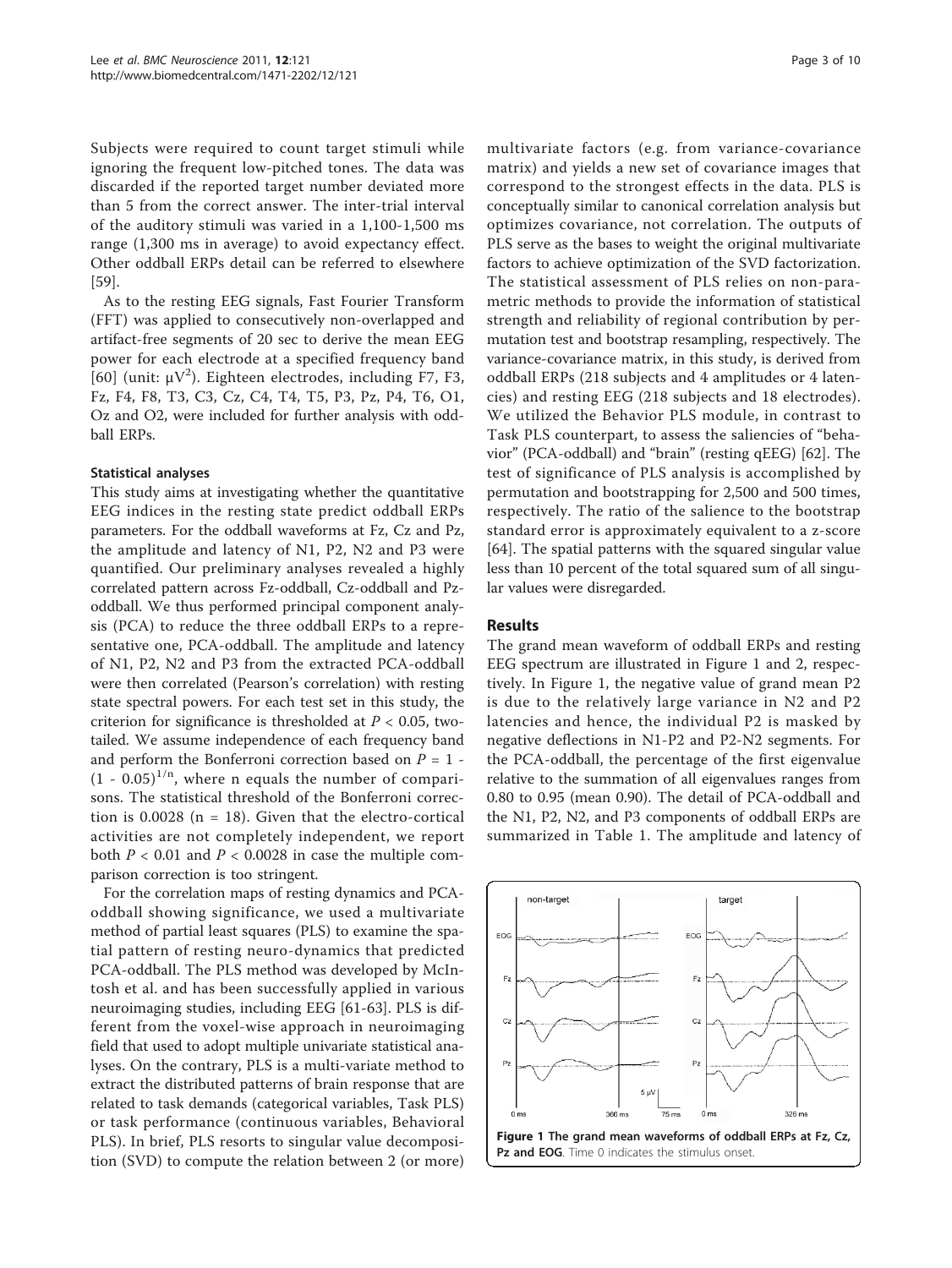Subjects were required to count target stimuli while ignoring the frequent low-pitched tones. The data was discarded if the reported target number deviated more than 5 from the correct answer. The inter-trial interval of the auditory stimuli was varied in a 1,100-1,500 ms range (1,300 ms in average) to avoid expectancy effect. Other oddball ERPs detail can be referred to elsewhere [59].

As to the resting EEG signals, Fast Fourier Transform (FFT) was applied to consecutively non-overlapped and artifact-free segments of 20 sec to derive the mean EEG power for each electrode at a specified frequency band [60] (unit: $\mu V^2$). Eighteen electrodes, including F7, F3, Fz, F4, F8, T3, C3, Cz, C4, T4, T5, P3, Pz, P4, T6, O1, Oz and O2, were included for further analysis with oddball ERPs.

### Statistical analyses

This study aims at investigating whether the quantitative EEG indices in the resting state predict oddball ERPs parameters. For the oddball waveforms at Fz, Cz and Pz, the amplitude and latency of N1, P2, N2 and P3 were quantified. Our preliminary analyses revealed a highly correlated pattern across Fz-oddball, Cz-oddball and Pz-oddball. We thus performed principal component analysis (PCA) to reduce the three oddball ERPs to a representative one, PCA-oddball. The amplitude and latency of N1, P2, N2 and P3 from the extracted PCA-oddball were then correlated (Pearson's correlation) with resting state spectral powers. For each test set in this study, the criterion for significance is thresholded at $P < 0.05$, two-tailed. We assume independence of each frequency band and perform the Bonferroni correction based on $P = 1 - (1 - 0.05)^{1/n}$, where n equals the number of comparisons. The statistical threshold of the Bonferroni correction is 0.0028 (n = 18). Given that the electro-cortical activities are not completely independent, we report both $P < 0.01$ and $P < 0.0028$ in case the multiple comparison correction is too stringent.

For the correlation maps of resting dynamics and PCA-oddball showing significance, we used a multivariate method of partial least squares (PLS) to examine the spatial pattern of resting neuro-dynamics that predicted PCA-oddball. The PLS method was developed by McIntosh et al. and has been successfully applied in various neuroimaging studies, including EEG [61-63]. PLS is different from the voxel-wise approach in neuroimaging field that used to adopt multiple univariate statistical analyses. On the contrary, PLS is a multi-variate method to extract the distributed patterns of brain response that are related to task demands (categorical variables, Task PLS) or task performance (continuous variables, Behavioral PLS). In brief, PLS resorts to singular value decomposition (SVD) to compute the relation between 2 (or more) multivariate factors (e.g. from variance-covariance matrix) and yields a new set of covariance images that correspond to the strongest effects in the data. PLS is conceptually similar to canonical correlation analysis but optimizes covariance, not correlation. The outputs of PLS serve as the bases to weight the original multivariate factors to achieve optimization of the SVD factorization. The statistical assessment of PLS relies on non-parametric methods to provide the information of statistical strength and reliability of regional contribution by permutation test and bootstrap resampling, respectively. The variance-covariance matrix, in this study, is derived from oddball ERPs (218 subjects and 4 amplitudes or 4 latencies) and resting EEG (218 subjects and 18 electrodes). We utilized the Behavior PLS module, in contrast to Task PLS counterpart, to assess the saliencies of "behavior" (PCA-oddball) and "brain" (resting qEEG) [62]. The test of significance of PLS analysis is accomplished by permutation and bootstrapping for 2,500 and 500 times, respectively. The ratio of the salience to the bootstrap standard error is approximately equivalent to a z-score [64]. The spatial patterns with the squared singular value less than 10 percent of the total squared sum of all singular values were disregarded.

## Results

The grand mean waveform of oddball ERPs and resting EEG spectrum are illustrated in Figure 1 and 2, respectively. In Figure 1, the negative value of grand mean P2 is due to the relatively large variance in N2 and P2 latencies and hence, the individual P2 is masked by negative deflections in N1-P2 and P2-N2 segments. For the PCA-oddball, the percentage of the first eigenvalue relative to the summation of all eigenvalues ranges from 0.80 to 0.95 (mean 0.90). The detail of PCA-oddball and the N1, P2, N2, and P3 components of oddball ERPs are summarized in Table 1. The amplitude and latency of

**Figure 1 The grand mean waveforms of oddball ERPs at Fz, Cz, Pz and EOG**. Time 0 indicates the stimulus onset.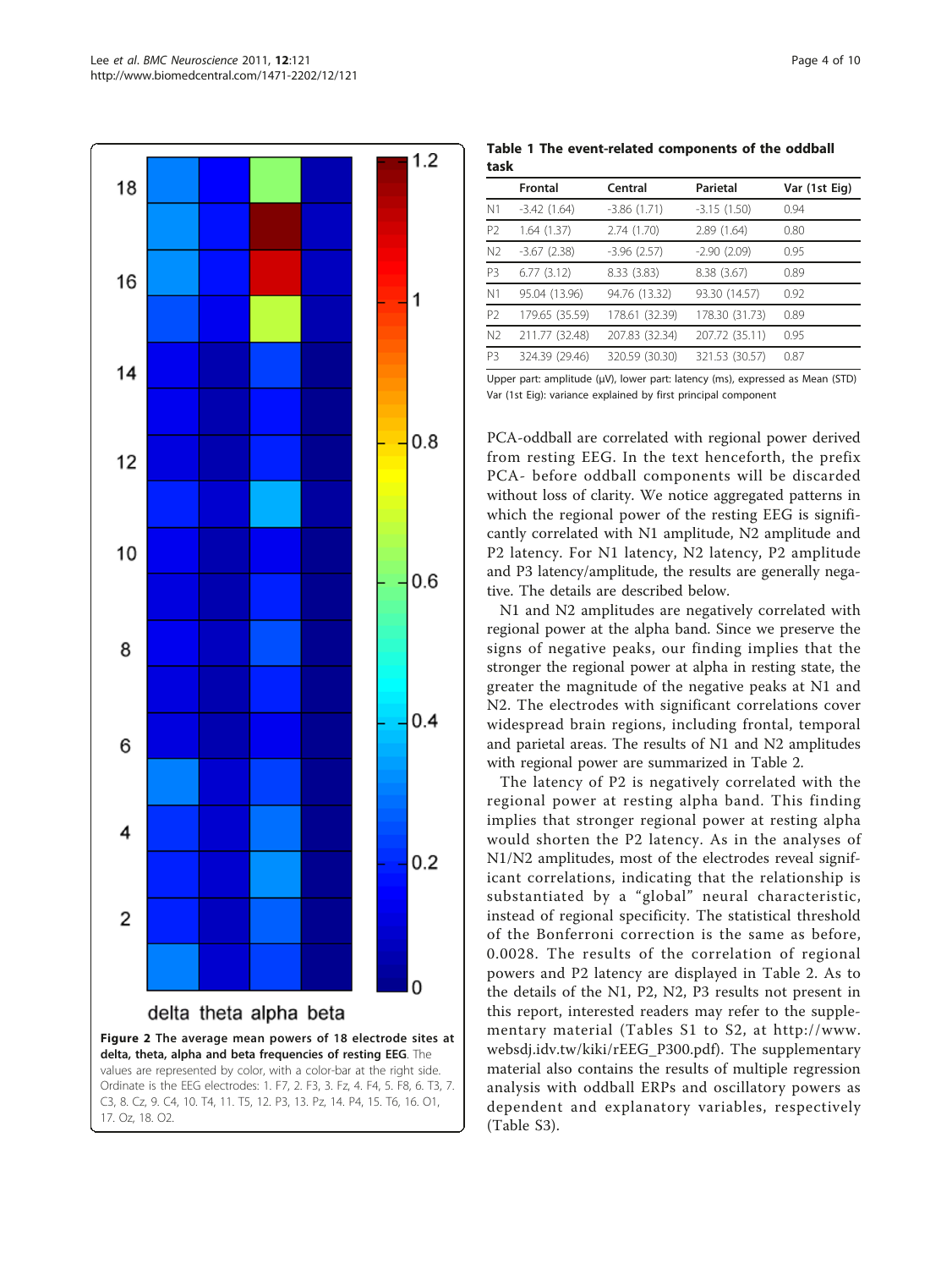Figure 2 The average mean powers of 18 electrode sites at delta, theta, alpha and beta frequencies of resting EEG. The values are represented by color, with a color-bar at the right side. Ordinate is the EEG electrodes: 1. F7, 2. F3, 3. Fz, 4. F4, 5. F8, 6. T3, 7. C3, 8. Cz, 9. C4, 10. T4, 11. T5, 12. P3, 13. Pz, 14. P4, 15. T6, 16. O1, 17. Oz, 18. O2.

**Table 1 The event-related components of the oddball task**

| | Frontal | Central | Parietal | Var (1st Eig) |
|---|---|---|---|---|
| N1 | -3.42 (1.64) | -3.86 (1.71) | -3.15 (1.50) | 0.94 |
| P2 | 1.64 (1.37) | 2.74 (1.70) | 2.89 (1.64) | 0.80 |
| N2 | -3.67 (2.38) | -3.96 (2.57) | -2.90 (2.09) | 0.95 |
| P3 | 6.77 (3.12) | 8.33 (3.83) | 8.38 (3.67) | 0.89 |
| N1 | 95.04 (13.96) | 94.76 (13.32) | 93.30 (14.57) | 0.92 |
| P2 | 179.65 (35.59) | 178.61 (32.39) | 178.30 (31.73) | 0.89 |
| N2 | 211.77 (32.48) | 207.83 (32.34) | 207.72 (35.11) | 0.95 |
| P3 | 324.39 (29.46) | 320.59 (30.30) | 321.53 (30.57) | 0.87 |

Upper part: amplitude (μV), lower part: latency (ms), expressed as Mean (STD)
Var (1st Eig): variance explained by first principal component

PCA-oddball are correlated with regional power derived from resting EEG. In the text henceforth, the prefix PCA- before oddball components will be discarded without loss of clarity. We notice aggregated patterns in which the regional power of the resting EEG is significantly correlated with N1 amplitude, N2 amplitude and P2 latency. For N1 latency, N2 latency, P2 amplitude and P3 latency/amplitude, the results are generally negative. The details are described below.

N1 and N2 amplitudes are negatively correlated with regional power at the alpha band. Since we preserve the signs of negative peaks, our finding implies that the stronger the regional power at alpha in resting state, the greater the magnitude of the negative peaks at N1 and N2. The electrodes with significant correlations cover widespread brain regions, including frontal, temporal and parietal areas. The results of N1 and N2 amplitudes with regional power are summarized in Table 2.

The latency of P2 is negatively correlated with the regional power at resting alpha band. This finding implies that stronger regional power at resting alpha would shorten the P2 latency. As in the analyses of N1/N2 amplitudes, most of the electrodes reveal significant correlations, indicating that the relationship is substantiated by a "global" neural characteristic, instead of regional specificity. The statistical threshold of the Bonferroni correction is the same as before, 0.0028. The results of the correlation of regional powers and P2 latency are displayed in Table 2. As to the details of the N1, P2, N2, P3 results not present in this report, interested readers may refer to the supplementary material (Tables S1 to S2, at http://www.websdj.idv.tw/kiki/rEEG_P300.pdf). The supplementary material also contains the results of multiple regression analysis with oddball ERPs and oscillatory powers as dependent and explanatory variables, respectively (Table S3).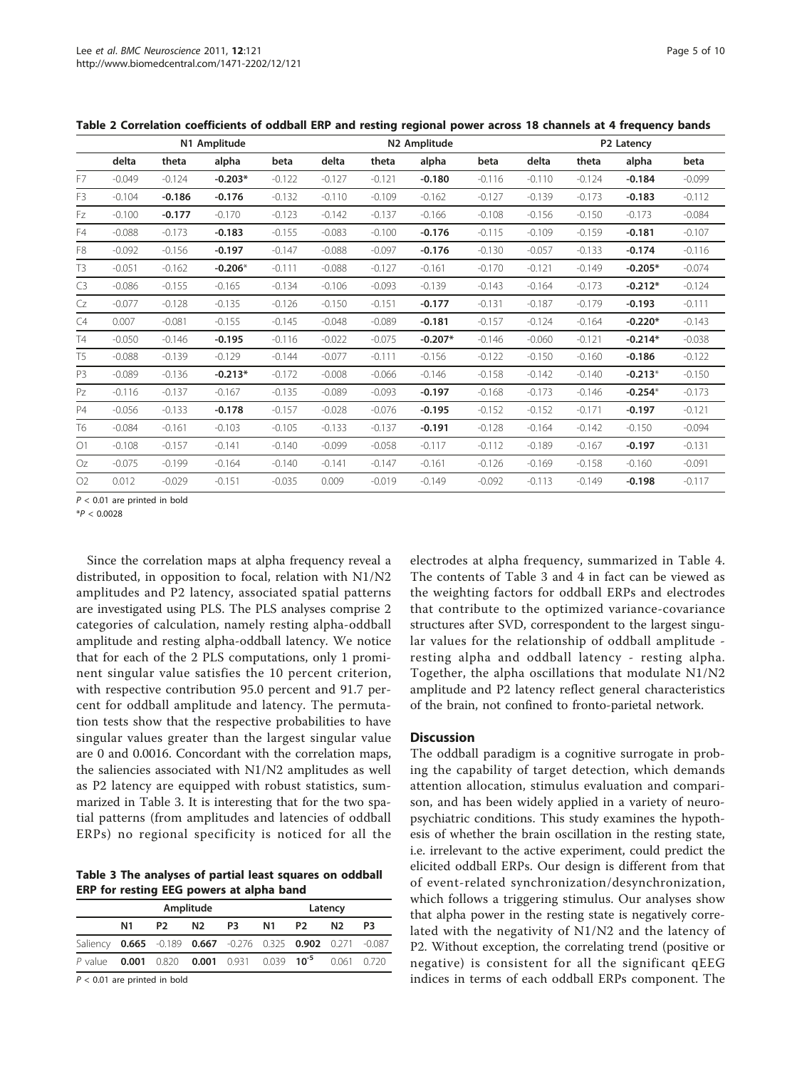**Table 2 Correlation coefficients of oddball ERP and resting regional power across 18 channels at 4 frequency bands**

| | N1 Amplitude | | | | N2 Amplitude | | | | P2 Latency | | | |
|---|---|---|---|---|---|---|---|---|---|---|---|---|
| | delta | theta | alpha | beta | delta | theta | alpha | beta | delta | theta | alpha | beta |
| F7 | -0.049 | -0.124 | **-0.203*** | -0.122 | -0.127 | -0.121 | **-0.180** | -0.116 | -0.110 | -0.124 | **-0.184** | -0.099 |
| F3 | -0.104 | **-0.186** | **-0.176** | -0.132 | -0.110 | -0.109 | -0.162 | -0.127 | -0.139 | -0.173 | **-0.183** | -0.112 |
| Fz | -0.100 | **-0.177** | -0.170 | -0.123 | -0.142 | -0.137 | -0.166 | -0.108 | -0.156 | -0.150 | -0.173 | -0.084 |
| F4 | -0.088 | -0.173 | **-0.183** | -0.155 | -0.083 | -0.100 | **-0.176** | -0.115 | -0.109 | -0.159 | **-0.181** | -0.107 |
| F8 | -0.092 | -0.156 | **-0.197** | -0.147 | -0.088 | -0.097 | **-0.176** | -0.130 | -0.057 | -0.133 | **-0.174** | -0.116 |
| T3 | -0.051 | -0.162 | **-0.206*** | -0.111 | -0.088 | -0.127 | -0.161 | -0.170 | -0.121 | -0.149 | **-0.205*** | -0.074 |
| C3 | -0.086 | -0.155 | -0.165 | -0.134 | -0.106 | -0.093 | -0.139 | -0.143 | -0.164 | -0.173 | **-0.212*** | -0.124 |
| Cz | -0.077 | -0.128 | -0.135 | -0.126 | -0.150 | -0.151 | **-0.177** | -0.131 | -0.187 | -0.179 | **-0.193** | -0.111 |
| C4 | 0.007 | -0.081 | -0.155 | -0.145 | -0.048 | -0.089 | **-0.181** | -0.157 | -0.124 | -0.164 | **-0.220*** | -0.143 |
| T4 | -0.050 | -0.146 | **-0.195** | -0.116 | -0.022 | -0.075 | **-0.207*** | -0.146 | -0.060 | -0.121 | **-0.214*** | -0.038 |
| T5 | -0.088 | -0.139 | -0.129 | -0.144 | -0.077 | -0.111 | -0.156 | -0.122 | -0.150 | -0.160 | **-0.186** | -0.122 |
| P3 | -0.089 | -0.136 | **-0.213*** | -0.172 | -0.008 | -0.066 | -0.146 | -0.158 | -0.142 | -0.140 | **-0.213*** | -0.150 |
| Pz | -0.116 | -0.137 | -0.167 | -0.135 | -0.089 | -0.093 | **-0.197** | -0.168 | -0.173 | -0.146 | **-0.254*** | -0.173 |
| P4 | -0.056 | -0.133 | **-0.178** | -0.157 | -0.028 | -0.076 | **-0.195** | -0.152 | -0.152 | -0.171 | **-0.197** | -0.121 |
| T6 | -0.084 | -0.161 | -0.103 | -0.105 | -0.133 | -0.137 | **-0.191** | -0.128 | -0.164 | -0.142 | -0.150 | -0.094 |
| O1 | -0.108 | -0.157 | -0.141 | -0.140 | -0.099 | -0.058 | -0.117 | -0.112 | -0.189 | -0.167 | **-0.197** | -0.131 |
| Oz | -0.075 | -0.199 | -0.164 | -0.140 | -0.141 | -0.147 | -0.161 | -0.126 | -0.169 | -0.158 | -0.160 | -0.091 |
| O2 | 0.012 | -0.029 | -0.151 | -0.035 | 0.009 | -0.019 | -0.149 | -0.092 | -0.113 | -0.149 | **-0.198** | -0.117 |

$P < 0.01$ are printed in bold

*$P < 0.0028$

Since the correlation maps at alpha frequency reveal a distributed, in opposition to focal, relation with N1/N2 amplitudes and P2 latency, associated spatial patterns are investigated using PLS. The PLS analyses comprise 2 categories of calculation, namely resting alpha-oddball amplitude and resting alpha-oddball latency. We notice that for each of the 2 PLS computations, only 1 prominent singular value satisfies the 10 percent criterion, with respective contribution 95.0 percent and 91.7 percent for oddball amplitude and latency. The permutation tests show that the respective probabilities to have singular values greater than the largest singular value are 0 and 0.0016. Concordant with the correlation maps, the saliencies associated with N1/N2 amplitudes as well as P2 latency are equipped with robust statistics, summarized in Table 3. It is interesting that for the two spatial patterns (from amplitudes and latencies of oddball ERPs) no regional specificity is noticed for all the electrodes at alpha frequency, summarized in Table 4. The contents of Table 3 and 4 in fact can be viewed as the weighting factors for oddball ERPs and electrodes that contribute to the optimized variance-covariance structures after SVD, correspondent to the largest singular values for the relationship of oddball amplitude - resting alpha and oddball latency - resting alpha. Together, the alpha oscillations that modulate N1/N2 amplitude and P2 latency reflect general characteristics of the brain, not confined to fronto-parietal network.

**Table 3 The analyses of partial least squares on oddball ERP for resting EEG powers at alpha band**

| | Amplitude | | | | Latency | | | |
|---|---|---|---|---|---|---|---|---|
| | N1 | P2 | N2 | P3 | N1 | P2 | N2 | P3 |
| Saliency | **0.665** | -0.189 | **0.667** | -0.276 | 0.325 | **0.902** | 0.271 | -0.087 |
| *P* value | **0.001** | 0.820 | **0.001** | 0.931 | 0.039 | $\mathbf{10^{-5}}$ | 0.061 | 0.720 |

$P < 0.01$ are printed in bold

## Discussion

The oddball paradigm is a cognitive surrogate in probing the capability of target detection, which demands attention allocation, stimulus evaluation and comparison, and has been widely applied in a variety of neuropsychiatric conditions. This study examines the hypothesis of whether the brain oscillation in the resting state, i.e. irrelevant to the active experiment, could predict the elicited oddball ERPs. Our design is different from that of event-related synchronization/desynchronization, which follows a triggering stimulus. Our analyses show that alpha power in the resting state is negatively correlated with the negativity of N1/N2 and the latency of P2. Without exception, the correlating trend (positive or negative) is consistent for all the significant qEEG indices in terms of each oddball ERPs component. The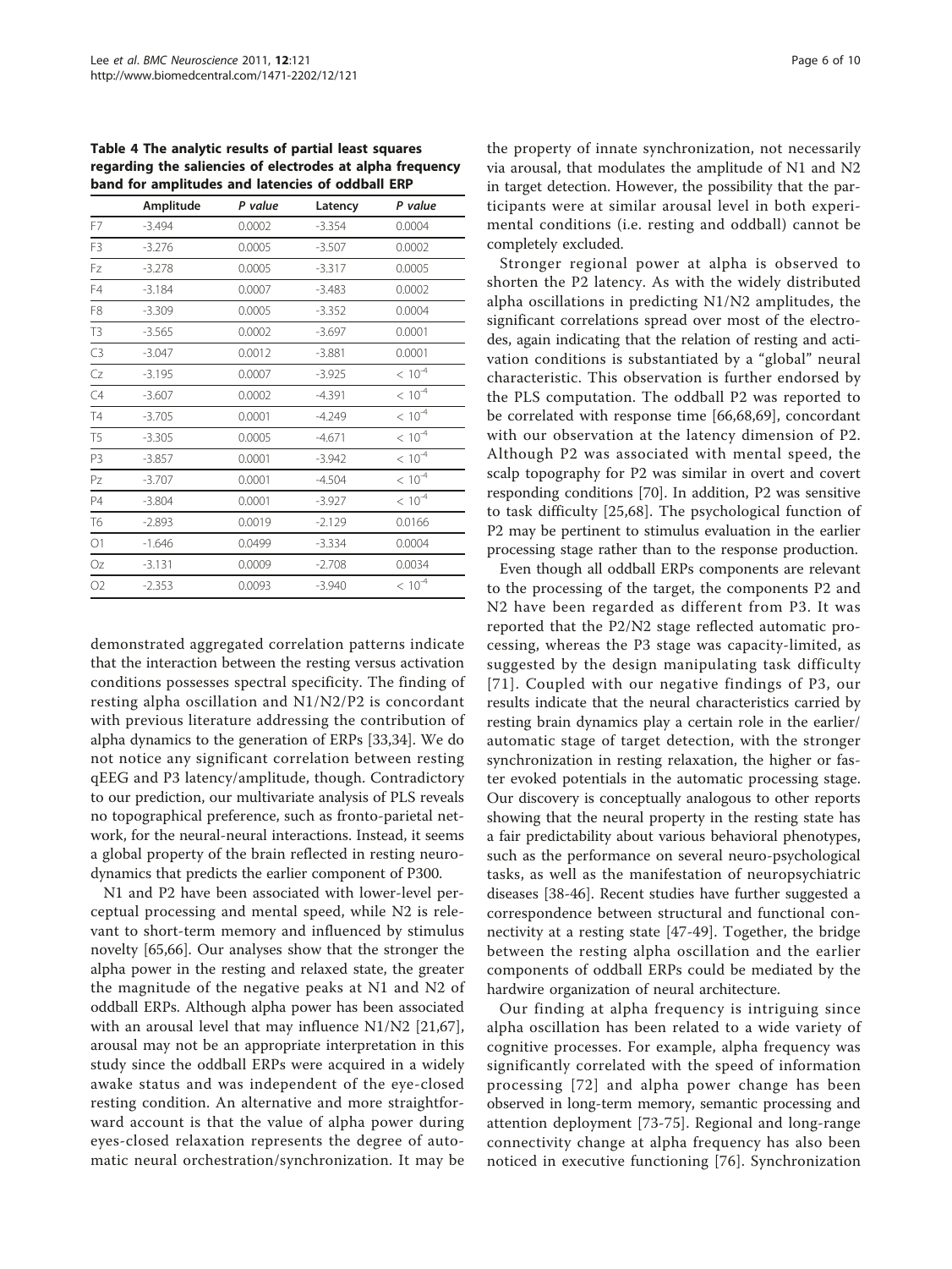**Table 4 The analytic results of partial least squares regarding the saliencies of electrodes at alpha frequency band for amplitudes and latencies of oddball ERP**

| | Amplitude | *P value* | Latency | *P value* |
|---|---|---|---|---|
| F7 | -3.494 | 0.0002 | -3.354 | 0.0004 |
| F3 | -3.276 | 0.0005 | -3.507 | 0.0002 |
| Fz | -3.278 | 0.0005 | -3.317 | 0.0005 |
| F4 | -3.184 | 0.0007 | -3.483 | 0.0002 |
| F8 | -3.309 | 0.0005 | -3.352 | 0.0004 |
| T3 | -3.565 | 0.0002 | -3.697 | 0.0001 |
| C3 | -3.047 | 0.0012 | -3.881 | 0.0001 |
| Cz | -3.195 | 0.0007 | -3.925 | $< 10^{-4}$ |
| C4 | -3.607 | 0.0002 | -4.391 | $< 10^{-4}$ |
| T4 | -3.705 | 0.0001 | -4.249 | $< 10^{-4}$ |
| T5 | -3.305 | 0.0005 | -4.671 | $< 10^{-4}$ |
| P3 | -3.857 | 0.0001 | -3.942 | $< 10^{-4}$ |
| Pz | -3.707 | 0.0001 | -4.504 | $< 10^{-4}$ |
| P4 | -3.804 | 0.0001 | -3.927 | $< 10^{-4}$ |
| T6 | -2.893 | 0.0019 | -2.129 | 0.0166 |
| O1 | -1.646 | 0.0499 | -3.334 | 0.0004 |
| Oz | -3.131 | 0.0009 | -2.708 | 0.0034 |
| O2 | -2.353 | 0.0093 | -3.940 | $< 10^{-4}$ |

demonstrated aggregated correlation patterns indicate that the interaction between the resting versus activation conditions possesses spectral specificity. The finding of resting alpha oscillation and N1/N2/P2 is concordant with previous literature addressing the contribution of alpha dynamics to the generation of ERPs [33,34]. We do not notice any significant correlation between resting qEEG and P3 latency/amplitude, though. Contradictory to our prediction, our multivariate analysis of PLS reveals no topographical preference, such as fronto-parietal network, for the neural-neural interactions. Instead, it seems a global property of the brain reflected in resting neurodynamics that predicts the earlier component of P300.

N1 and P2 have been associated with lower-level perceptual processing and mental speed, while N2 is relevant to short-term memory and influenced by stimulus novelty [65,66]. Our analyses show that the stronger the alpha power in the resting and relaxed state, the greater the magnitude of the negative peaks at N1 and N2 of oddball ERPs. Although alpha power has been associated with an arousal level that may influence N1/N2 [21,67], arousal may not be an appropriate interpretation in this study since the oddball ERPs were acquired in a widely awake status and was independent of the eye-closed resting condition. An alternative and more straightforward account is that the value of alpha power during eyes-closed relaxation represents the degree of automatic neural orchestration/synchronization. It may be the property of innate synchronization, not necessarily via arousal, that modulates the amplitude of N1 and N2 in target detection. However, the possibility that the participants were at similar arousal level in both experimental conditions (i.e. resting and oddball) cannot be completely excluded.

Stronger regional power at alpha is observed to shorten the P2 latency. As with the widely distributed alpha oscillations in predicting N1/N2 amplitudes, the significant correlations spread over most of the electrodes, again indicating that the relation of resting and activation conditions is substantiated by a "global" neural characteristic. This observation is further endorsed by the PLS computation. The oddball P2 was reported to be correlated with response time [66,68,69], concordant with our observation at the latency dimension of P2. Although P2 was associated with mental speed, the scalp topography for P2 was similar in overt and covert responding conditions [70]. In addition, P2 was sensitive to task difficulty [25,68]. The psychological function of P2 may be pertinent to stimulus evaluation in the earlier processing stage rather than to the response production.

Even though all oddball ERPs components are relevant to the processing of the target, the components P2 and N2 have been regarded as different from P3. It was reported that the P2/N2 stage reflected automatic processing, whereas the P3 stage was capacity-limited, as suggested by the design manipulating task difficulty [71]. Coupled with our negative findings of P3, our results indicate that the neural characteristics carried by resting brain dynamics play a certain role in the earlier/automatic stage of target detection, with the stronger synchronization in resting relaxation, the higher or faster evoked potentials in the automatic processing stage. Our discovery is conceptually analogous to other reports showing that the neural property in the resting state has a fair predictability about various behavioral phenotypes, such as the performance on several neuro-psychological tasks, as well as the manifestation of neuropsychiatric diseases [38-46]. Recent studies have further suggested a correspondence between structural and functional connectivity at a resting state [47-49]. Together, the bridge between the resting alpha oscillation and the earlier components of oddball ERPs could be mediated by the hardwire organization of neural architecture.

Our finding at alpha frequency is intriguing since alpha oscillation has been related to a wide variety of cognitive processes. For example, alpha frequency was significantly correlated with the speed of information processing [72] and alpha power change has been observed in long-term memory, semantic processing and attention deployment [73-75]. Regional and long-range connectivity change at alpha frequency has also been noticed in executive functioning [76]. Synchronization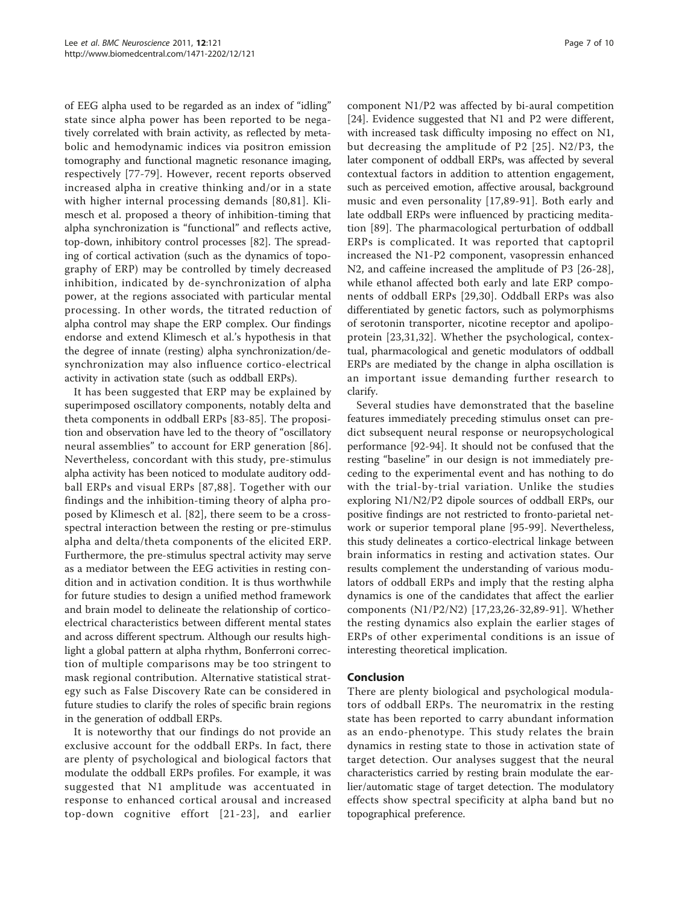of EEG alpha used to be regarded as an index of "idling" state since alpha power has been reported to be negatively correlated with brain activity, as reflected by metabolic and hemodynamic indices via positron emission tomography and functional magnetic resonance imaging, respectively [77-79]. However, recent reports observed increased alpha in creative thinking and/or in a state with higher internal processing demands [80,81]. Klimesch et al. proposed a theory of inhibition-timing that alpha synchronization is "functional" and reflects active, top-down, inhibitory control processes [82]. The spreading of cortical activation (such as the dynamics of topography of ERP) may be controlled by timely decreased inhibition, indicated by de-synchronization of alpha power, at the regions associated with particular mental processing. In other words, the titrated reduction of alpha control may shape the ERP complex. Our findings endorse and extend Klimesch et al.'s hypothesis in that the degree of innate (resting) alpha synchronization/de-synchronization may also influence cortico-electrical activity in activation state (such as oddball ERPs).

It has been suggested that ERP may be explained by superimposed oscillatory components, notably delta and theta components in oddball ERPs [83-85]. The proposition and observation have led to the theory of "oscillatory neural assemblies" to account for ERP generation [86]. Nevertheless, concordant with this study, pre-stimulus alpha activity has been noticed to modulate auditory oddball ERPs and visual ERPs [87,88]. Together with our findings and the inhibition-timing theory of alpha proposed by Klimesch et al. [82], there seem to be a cross-spectral interaction between the resting or pre-stimulus alpha and delta/theta components of the elicited ERP. Furthermore, the pre-stimulus spectral activity may serve as a mediator between the EEG activities in resting condition and in activation condition. It is thus worthwhile for future studies to design a unified method framework and brain model to delineate the relationship of cortico-electrical characteristics between different mental states and across different spectrum. Although our results highlight a global pattern at alpha rhythm, Bonferroni correction of multiple comparisons may be too stringent to mask regional contribution. Alternative statistical strategy such as False Discovery Rate can be considered in future studies to clarify the roles of specific brain regions in the generation of oddball ERPs.

It is noteworthy that our findings do not provide an exclusive account for the oddball ERPs. In fact, there are plenty of psychological and biological factors that modulate the oddball ERPs profiles. For example, it was suggested that N1 amplitude was accentuated in response to enhanced cortical arousal and increased top-down cognitive effort [21-23], and earlier component N1/P2 was affected by bi-aural competition [24]. Evidence suggested that N1 and P2 were different, with increased task difficulty imposing no effect on N1, but decreasing the amplitude of P2 [25]. N2/P3, the later component of oddball ERPs, was affected by several contextual factors in addition to attention engagement, such as perceived emotion, affective arousal, background music and even personality [17,89-91]. Both early and late oddball ERPs were influenced by practicing meditation [89]. The pharmacological perturbation of oddball ERPs is complicated. It was reported that captopril increased the N1-P2 component, vasopressin enhanced N2, and caffeine increased the amplitude of P3 [26-28], while ethanol affected both early and late ERP components of oddball ERPs [29,30]. Oddball ERPs was also differentiated by genetic factors, such as polymorphisms of serotonin transporter, nicotine receptor and apolipoprotein [23,31,32]. Whether the psychological, contextual, pharmacological and genetic modulators of oddball ERPs are mediated by the change in alpha oscillation is an important issue demanding further research to clarify.

Several studies have demonstrated that the baseline features immediately preceding stimulus onset can predict subsequent neural response or neuropsychological performance [92-94]. It should not be confused that the resting "baseline" in our design is not immediately preceding to the experimental event and has nothing to do with the trial-by-trial variation. Unlike the studies exploring N1/N2/P2 dipole sources of oddball ERPs, our positive findings are not restricted to fronto-parietal network or superior temporal plane [95-99]. Nevertheless, this study delineates a cortico-electrical linkage between brain informatics in resting and activation states. Our results complement the understanding of various modulators of oddball ERPs and imply that the resting alpha dynamics is one of the candidates that affect the earlier components (N1/P2/N2) [17,23,26-32,89-91]. Whether the resting dynamics also explain the earlier stages of ERPs of other experimental conditions is an issue of interesting theoretical implication.

## Conclusion

There are plenty biological and psychological modulators of oddball ERPs. The neuromatrix in the resting state has been reported to carry abundant information as an endo-phenotype. This study relates the brain dynamics in resting state to those in activation state of target detection. Our analyses suggest that the neural characteristics carried by resting brain modulate the earlier/automatic stage of target detection. The modulatory effects show spectral specificity at alpha band but no topographical preference.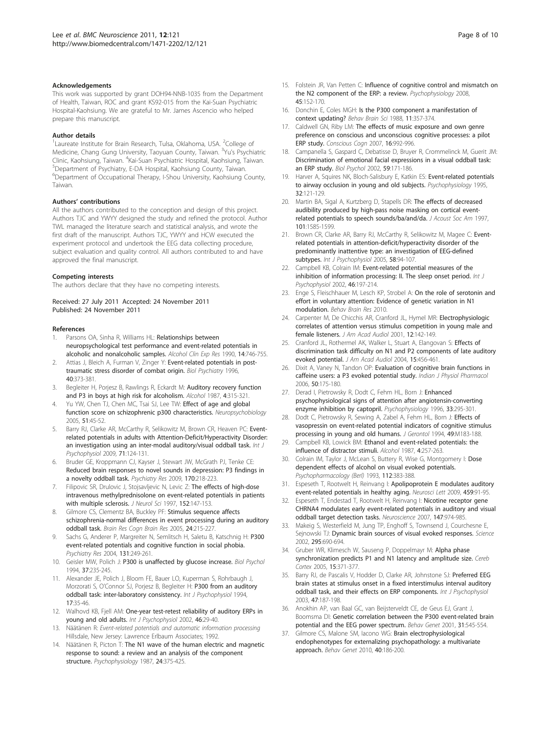#### Acknowledgements

This work was supported by grant DOH94-NNB-1035 from the Department of Health, Taiwan, ROC and grant KS92-015 from the Kai-Suan Psychiatric Hospital-Kaohsiung. We are grateful to Mr. James Ascencio who helped prepare this manuscript.

#### Author details

[1]Laureate Institute for Brain Research, Tulsa, Oklahoma, USA. [2]College of Medicine, Chang Gung University, Taoyuan County, Taiwan. [3]Yu's Psychiatric Clinic, Kaohsiung, Taiwan. [4]Kai-Suan Psychiatric Hospital, Kaohsiung, Taiwan. [5]Department of Psychiatry, E-DA Hospital, Kaohsiung County, Taiwan. [6]Department of Occupational Therapy, I-Shou University, Kaohsiung County, Taiwan.

#### Authors' contributions

All the authors contributed to the conception and design of this project. Authors TJC and YWYY designed the study and refined the protocol. Author TWL managed the literature search and statistical analysis, and wrote the first draft of the manuscript. Authors TJC, YWYY and HCW executed the experiment protocol and undertook the EEG data collecting procedure, subject evaluation and quality control. All authors contributed to and have approved the final manuscript.

#### Competing interests

The authors declare that they have no competing interests.

Received: 27 July 2011 Accepted: 24 November 2011
Published: 24 November 2011

#### References

1. Parsons OA, Sinha R, Williams HL: **Relationships between neuropsychological test performance and event-related potentials in alcoholic and nonalcoholic samples.** *Alcohol Clin Exp Res* 1990, **14**:746-755.
2. Attias J, Bleich A, Furman V, Zinger Y: **Event-related potentials in post-traumatic stress disorder of combat origin.** *Biol Psychiatry* 1996, **40**:373-381.
3. Begleiter H, Porjesz B, Rawlings R, Eckardt M: **Auditory recovery function and P3 in boys at high risk for alcoholism.** *Alcohol* 1987, **4**:315-321.
4. Yu YW, Chen TJ, Chen MC, Tsai SJ, Lee TW: **Effect of age and global function score on schizophrenic p300 characteristics.** *Neuropsychobiology* 2005, **51**:45-52.
5. Barry RJ, Clarke AR, McCarthy R, Selikowitz M, Brown CR, Heaven PC: **Event-related potentials in adults with Attention-Deficit/Hyperactivity Disorder: an investigation using an inter-modal auditory/visual oddball task.** *Int J Psychophysiol* 2009, **71**:124-131.
6. Bruder GE, Kroppmann CJ, Kayser J, Stewart JW, McGrath PJ, Tenke CE: **Reduced brain responses to novel sounds in depression: P3 findings in a novelty oddball task.** *Psychiatry Res* 2009, **170**:218-223.
7. Filipovic SR, Drulovic J, Stojsavljevic N, Levic Z: **The effects of high-dose intravenous methylprednisolone on event-related potentials in patients with multiple sclerosis.** *J Neurol Sci* 1997, **152**:147-153.
8. Gilmore CS, Clementz BA, Buckley PF: **Stimulus sequence affects schizophrenia-normal differences in event processing during an auditory oddball task.** *Brain Res Cogn Brain Res* 2005, **24**:215-227.
9. Sachs G, Anderer P, Margreiter N, Semlitsch H, Saletu B, Katschnig H: **P300 event-related potentials and cognitive function in social phobia.** *Psychiatry Res* 2004, **131**:249-261.
10. Geisler MW, Polich J: **P300 is unaffected by glucose increase.** *Biol Psychol* 1994, **37**:235-245.
11. Alexander JE, Polich J, Bloom FE, Bauer LO, Kuperman S, Rohrbaugh J, Morzorati S, O'Connor SJ, Porjesz B, Begleiter H: **P300 from an auditory oddball task: inter-laboratory consistency.** *Int J Psychophysiol* 1994, **17**:35-46.
12. Walhovd KB, Fjell AM: **One-year test-retest reliability of auditory ERPs in young and old adults.** *Int J Psychophysiol* 2002, **46**:29-40.
13. Näätänen R: *Event-related potentials and automatic information processing* Hillsdale, New Jersey: Lawrence Erlbaum Associates; 1992.
14. Näätänen R, Picton T: **The N1 wave of the human electric and magnetic response to sound: a review and an analysis of the component structure.** *Psychophysiology* 1987, **24**:375-425.
15. Folstein JR, Van Petten C: **Influence of cognitive control and mismatch on the N2 component of the ERP: a review.** *Psychophysiology* 2008, **45**:152-170.
16. Donchin E, Coles MGH: **Is the P300 component a manifestation of context updating?** *Behav Brain Sci* 1988, **11**:357-374.
17. Caldwell GN, Riby LM: **The effects of music exposure and own genre preference on conscious and unconscious cognitive processes: a pilot ERP study.** *Conscious Cogn* 2007, **16**:992-996.
18. Campanella S, Gaspard C, Debatisse D, Bruyer R, Crommelinck M, Guerit JM: **Discrimination of emotional facial expressions in a visual oddball task: an ERP study.** *Biol Psychol* 2002, **59**:171-186.
19. Harver A, Squires NK, Bloch-Salisbury E, Katkin ES: **Event-related potentials to airway occlusion in young and old subjects.** *Psychophysiology* 1995, **32**:121-129.
20. Martin BA, Sigal A, Kurtzberg D, Stapells DR: **The effects of decreased audibility produced by high-pass noise masking on cortical event-related potentials to speech sounds/ba/and/da.** *J Acoust Soc Am* 1997, **101**:1585-1599.
21. Brown CR, Clarke AR, Barry RJ, McCarthy R, Selikowitz M, Magee C: **Event-related potentials in attention-deficit/hyperactivity disorder of the predominantly inattentive type: an investigation of EEG-defined subtypes.** *Int J Psychophysiol* 2005, **58**:94-107.
22. Campbell KB, Colrain IM: **Event-related potential measures of the inhibition of information processing: II. The sleep onset period.** *Int J Psychophysiol* 2002, **46**:197-214.
23. Enge S, Fleischhauer M, Lesch KP, Strobel A: **On the role of serotonin and effort in voluntary attention: Evidence of genetic variation in N1 modulation.** *Behav Brain Res* 2010.
24. Carpenter M, De Chicchis AR, Cranford JL, Hymel MR: **Electrophysiologic correlates of attention versus stimulus competition in young male and female listeners.** *J Am Acad Audiol* 2001, **12**:142-149.
25. Cranford JL, Rothermel AK, Walker L, Stuart A, Elangovan S: **Effects of discrimination task difficulty on N1 and P2 components of late auditory evoked potential.** *J Am Acad Audiol* 2004, **15**:456-461.
26. Dixit A, Vaney N, Tandon OP: **Evaluation of cognitive brain functions in caffeine users: a P3 evoked potential study.** *Indian J Physiol Pharmacol* 2006, **50**:175-180.
27. Derad I, Pietrowsky R, Dodt C, Fehm HL, Born J: **Enhanced psychophysiological signs of attention after angiotensin-converting enzyme inhibition by captopril.** *Psychophysiology* 1996, **33**:295-301.
28. Dodt C, Pietrowsky R, Sewing A, Zabel A, Fehm HL, Born J: **Effects of vasopressin on event-related potential indicators of cognitive stimulus processing in young and old humans.** *J Gerontol* 1994, **49**:M183-188.
29. Campbell KB, Lowick BM: **Ethanol and event-related potentials: the influence of distractor stimuli.** *Alcohol* 1987, **4**:257-263.
30. Colrain IM, Taylor J, McLean S, Buttery R, Wise G, Montgomery I: **Dose dependent effects of alcohol on visual evoked potentials.** *Psychopharmacology (Berl)* 1993, **112**:383-388.
31. Espeseth T, Rootwelt H, Reinvang I: **Apolipoprotein E modulates auditory event-related potentials in healthy aging.** *Neurosci Lett* 2009, **459**:91-95.
32. Espeseth T, Endestad T, Rootwelt H, Reinvang I: **Nicotine receptor gene CHRNA4 modulates early event-related potentials in auditory and visual oddball target detection tasks.** *Neuroscience* 2007, **147**:974-985.
33. Makeig S, Westerfield M, Jung TP, Enghoff S, Townsend J, Courchesne E, Sejnowski TJ: **Dynamic brain sources of visual evoked responses.** *Science* 2002, **295**:690-694.
34. Gruber WR, Klimesch W, Sauseng P, Doppelmayr M: **Alpha phase synchronization predicts P1 and N1 latency and amplitude size.** *Cereb Cortex* 2005, **15**:371-377.
35. Barry RJ, de Pascalis V, Hodder D, Clarke AR, Johnstone SJ: **Preferred EEG brain states at stimulus onset in a fixed interstimulus interval auditory oddball task, and their effects on ERP components.** *Int J Psychophysiol* 2003, **47**:187-198.
36. Anokhin AP, van Baal GC, van Beijsterveldt CE, de Geus EJ, Grant J, Boomsma DI: **Genetic correlation between the P300 event-related brain potential and the EEG power spectrum.** *Behav Genet* 2001, **31**:545-554.
37. Gilmore CS, Malone SM, Iacono WG: **Brain electrophysiological endophenotypes for externalizing psychopathology: a multivariate approach.** *Behav Genet* 2010, **40**:186-200.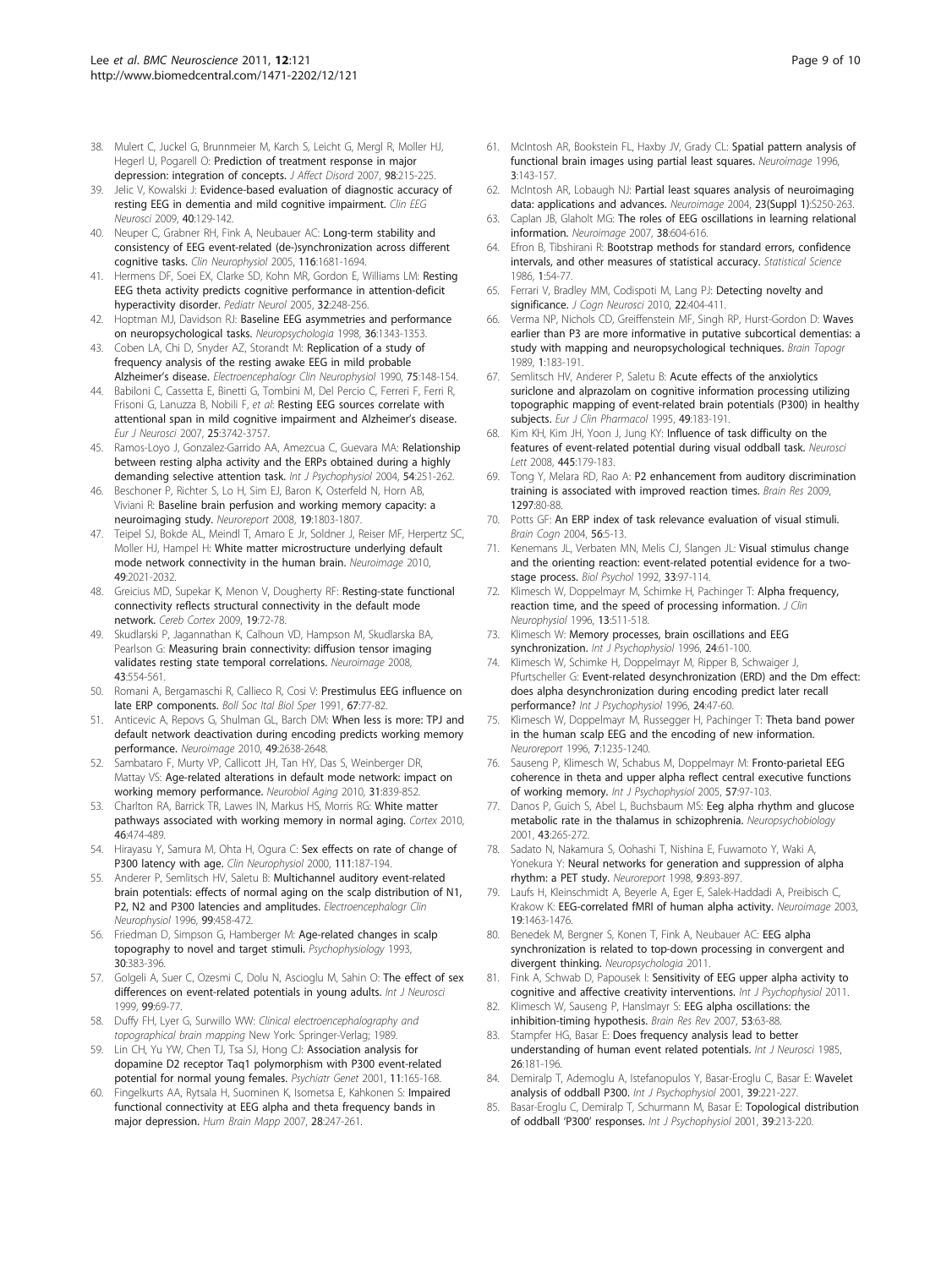38. Mulert C, Juckel G, Brunnmeier M, Karch S, Leicht G, Mergl R, Moller HJ, Hegerl U, Pogarell O: **Prediction of treatment response in major depression: integration of concepts.** *J Affect Disord* 2007, **98**:215-225.
39. Jelic V, Kowalski J: **Evidence-based evaluation of diagnostic accuracy of resting EEG in dementia and mild cognitive impairment.** *Clin EEG Neurosci* 2009, **40**:129-142.
40. Neuper C, Grabner RH, Fink A, Neubauer AC: **Long-term stability and consistency of EEG event-related (de-)synchronization across different cognitive tasks.** *Clin Neurophysiol* 2005, **116**:1681-1694.
41. Hermens DF, Soei EX, Clarke SD, Kohn MR, Gordon E, Williams LM: **Resting EEG theta activity predicts cognitive performance in attention-deficit hyperactivity disorder.** *Pediatr Neurol* 2005, **32**:248-256.
42. Hoptman MJ, Davidson RJ: **Baseline EEG asymmetries and performance on neuropsychological tasks.** *Neuropsychologia* 1998, **36**:1343-1353.
43. Coben LA, Chi D, Snyder AZ, Storandt M: **Replication of a study of frequency analysis of the resting awake EEG in mild probable Alzheimer's disease.** *Electroencephalogr Clin Neurophysiol* 1990, **75**:148-154.
44. Babiloni C, Cassetta E, Binetti G, Tombini M, Del Percio C, Ferreri F, Ferri R, Frisoni G, Lanuzza B, Nobili F, *et al*: **Resting EEG sources correlate with attentional span in mild cognitive impairment and Alzheimer's disease.** *Eur J Neurosci* 2007, **25**:3742-3757.
45. Ramos-Loyo J, Gonzalez-Garrido AA, Amezcua C, Guevara MA: **Relationship between resting alpha activity and the ERPs obtained during a highly demanding selective attention task.** *Int J Psychophysiol* 2004, **54**:251-262.
46. Beschoner P, Richter S, Lo H, Sim EJ, Baron K, Osterfeld N, Horn AB, Viviani R: **Baseline brain perfusion and working memory capacity: a neuroimaging study.** *Neuroreport* 2008, **19**:1803-1807.
47. Teipel SJ, Bokde AL, Meindl T, Amaro E Jr, Soldner J, Reiser MF, Herpertz SC, Moller HJ, Hampel H: **White matter microstructure underlying default mode network connectivity in the human brain.** *Neuroimage* 2010, **49**:2021-2032.
48. Greicius MD, Supekar K, Menon V, Dougherty RF: **Resting-state functional connectivity reflects structural connectivity in the default mode network.** *Cereb Cortex* 2009, **19**:72-78.
49. Skudlarski P, Jagannathan K, Calhoun VD, Hampson M, Skudlarska BA, Pearlson G: **Measuring brain connectivity: diffusion tensor imaging validates resting state temporal correlations.** *Neuroimage* 2008, **43**:554-561.
50. Romani A, Bergamaschi R, Callieco R, Cosi V: **Prestimulus EEG influence on late ERP components.** *Boll Soc Ital Biol Sper* 1991, **67**:77-82.
51. Anticevic A, Repovs G, Shulman GL, Barch DM: **When less is more: TPJ and default network deactivation during encoding predicts working memory performance.** *Neuroimage* 2010, **49**:2638-2648.
52. Sambataro F, Murty VP, Callicott JH, Tan HY, Das S, Weinberger DR, Mattay VS: **Age-related alterations in default mode network: impact on working memory performance.** *Neurobiol Aging* 2010, **31**:839-852.
53. Charlton RA, Barrick TR, Lawes IN, Markus HS, Morris RG: **White matter pathways associated with working memory in normal aging.** *Cortex* 2010, **46**:474-489.
54. Hirayasu Y, Samura M, Ohta H, Ogura C: **Sex effects on rate of change of P300 latency with age.** *Clin Neurophysiol* 2000, **111**:187-194.
55. Anderer P, Semlitsch HV, Saletu B: **Multichannel auditory event-related brain potentials: effects of normal aging on the scalp distribution of N1, P2, N2 and P300 latencies and amplitudes.** *Electroencephalogr Clin Neurophysiol* 1996, **99**:458-472.
56. Friedman D, Simpson G, Hamberger M: **Age-related changes in scalp topography to novel and target stimuli.** *Psychophysiology* 1993, **30**:383-396.
57. Golgeli A, Suer C, Ozesmi C, Dolu N, Ascioglu M, Sahin O: **The effect of sex differences on event-related potentials in young adults.** *Int J Neurosci* 1999, **99**:69-77.
58. Duffy FH, Lyer G, Surwillo WW: *Clinical electroencephalography and topographical brain mapping* New York: Springer-Verlag; 1989.
59. Lin CH, Yu YW, Chen TJ, Tsa SJ, Hong CJ: **Association analysis for dopamine D2 receptor Taq1 polymorphism with P300 event-related potential for normal young females.** *Psychiatr Genet* 2001, **11**:165-168.
60. Fingelkurts AA, Rytsala H, Suominen K, Isometsa E, Kahkonen S: **Impaired functional connectivity at EEG alpha and theta frequency bands in major depression.** *Hum Brain Mapp* 2007, **28**:247-261.
61. McIntosh AR, Bookstein FL, Haxby JV, Grady CL: **Spatial pattern analysis of functional brain images using partial least squares.** *Neuroimage* 1996, **3**:143-157.
62. McIntosh AR, Lobaugh NJ: **Partial least squares analysis of neuroimaging data: applications and advances.** *Neuroimage* 2004, **23(Suppl 1)**:S250-263.
63. Caplan JB, Glaholt MG: **The roles of EEG oscillations in learning relational information.** *Neuroimage* 2007, **38**:604-616.
64. Efron B, Tibshirani R: **Bootstrap methods for standard errors, confidence intervals, and other measures of statistical accuracy.** *Statistical Science* 1986, **1**:54-77.
65. Ferrari V, Bradley MM, Codispoti M, Lang PJ: **Detecting novelty and significance.** *J Cogn Neurosci* 2010, **22**:404-411.
66. Verma NP, Nichols CD, Greiffenstein MF, Singh RP, Hurst-Gordon D: **Waves earlier than P3 are more informative in putative subcortical dementias: a study with mapping and neuropsychological techniques.** *Brain Topogr* 1989, **1**:183-191.
67. Semlitsch HV, Anderer P, Saletu B: **Acute effects of the anxiolytics suriclone and alprazolam on cognitive information processing utilizing topographic mapping of event-related brain potentials (P300) in healthy subjects.** *Eur J Clin Pharmacol* 1995, **49**:183-191.
68. Kim KH, Kim JH, Yoon J, Jung KY: **Influence of task difficulty on the features of event-related potential during visual oddball task.** *Neurosci Lett* 2008, **445**:179-183.
69. Tong Y, Melara RD, Rao A: **P2 enhancement from auditory discrimination training is associated with improved reaction times.** *Brain Res* 2009, **1297**:80-88.
70. Potts GF: **An ERP index of task relevance evaluation of visual stimuli.** *Brain Cogn* 2004, **56**:5-13.
71. Kenemans JL, Verbaten MN, Melis CJ, Slangen JL: **Visual stimulus change and the orienting reaction: event-related potential evidence for a two-stage process.** *Biol Psychol* 1992, **33**:97-114.
72. Klimesch W, Doppelmayr M, Schimke H, Pachinger T: **Alpha frequency, reaction time, and the speed of processing information.** *J Clin Neurophysiol* 1996, **13**:511-518.
73. Klimesch W: **Memory processes, brain oscillations and EEG synchronization.** *Int J Psychophysiol* 1996, **24**:61-100.
74. Klimesch W, Schimke H, Doppelmayr M, Ripper B, Schwaiger J, Pfurtscheller G: **Event-related desynchronization (ERD) and the Dm effect: does alpha desynchronization during encoding predict later recall performance?** *Int J Psychophysiol* 1996, **24**:47-60.
75. Klimesch W, Doppelmayr M, Russegger H, Pachinger T: **Theta band power in the human scalp EEG and the encoding of new information.** *Neuroreport* 1996, **7**:1235-1240.
76. Sauseng P, Klimesch W, Schabus M, Doppelmayr M: **Fronto-parietal EEG coherence in theta and upper alpha reflect central executive functions of working memory.** *Int J Psychophysiol* 2005, **57**:97-103.
77. Danos P, Guich S, Abel L, Buchsbaum MS: **Eeg alpha rhythm and glucose metabolic rate in the thalamus in schizophrenia.** *Neuropsychobiology* 2001, **43**:265-272.
78. Sadato N, Nakamura S, Oohashi T, Nishina E, Fuwamoto Y, Waki A, Yonekura Y: **Neural networks for generation and suppression of alpha rhythm: a PET study.** *Neuroreport* 1998, **9**:893-897.
79. Laufs H, Kleinschmidt A, Beyerle A, Eger E, Salek-Haddadi A, Preibisch C, Krakow K: **EEG-correlated fMRI of human alpha activity.** *Neuroimage* 2003, **19**:1463-1476.
80. Benedek M, Bergner S, Konen T, Fink A, Neubauer AC: **EEG alpha synchronization is related to top-down processing in convergent and divergent thinking.** *Neuropsychologia* 2011.
81. Fink A, Schwab D, Papousek I: **Sensitivity of EEG upper alpha activity to cognitive and affective creativity interventions.** *Int J Psychophysiol* 2011.
82. Klimesch W, Sauseng P, Hanslmayr S: **EEG alpha oscillations: the inhibition-timing hypothesis.** *Brain Res Rev* 2007, **53**:63-88.
83. Stampfer HG, Basar E: **Does frequency analysis lead to better understanding of human event related potentials.** *Int J Neurosci* 1985, **26**:181-196.
84. Demiralp T, Ademoglu A, Istefanopulos Y, Basar-Eroglu C, Basar E: **Wavelet analysis of oddball P300.** *Int J Psychophysiol* 2001, **39**:221-227.
85. Basar-Eroglu C, Demiralp T, Schurmann M, Basar E: **Topological distribution of oddball 'P300' responses.** *Int J Psychophysiol* 2001, **39**:213-220.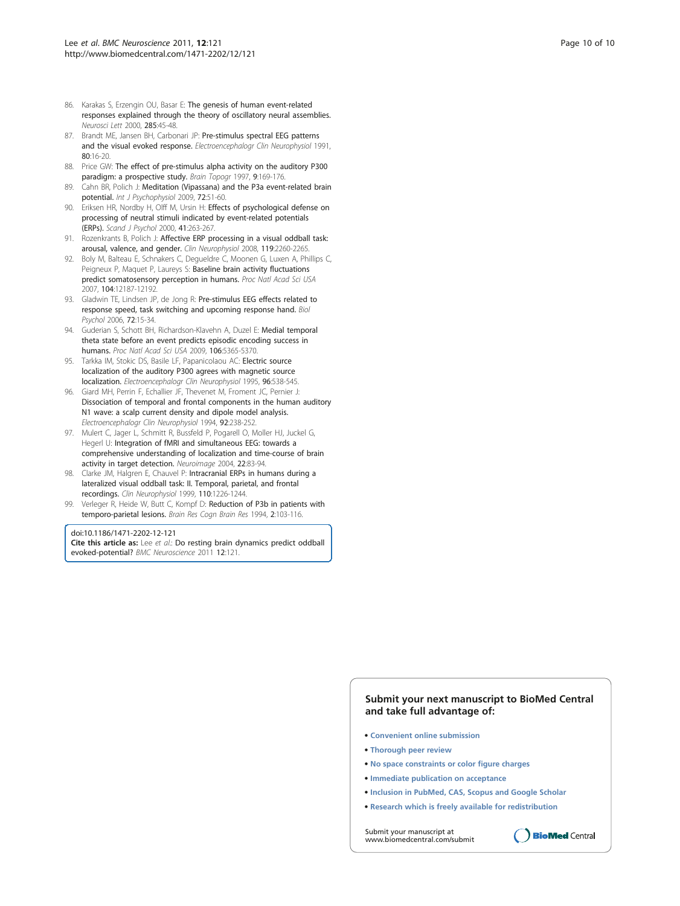86. Karakas S, Erzengin OU, Basar E: **The genesis of human event-related responses explained through the theory of oscillatory neural assemblies.** *Neurosci Lett* 2000, **285**:45-48.
87. Brandt ME, Jansen BH, Carbonari JP: **Pre-stimulus spectral EEG patterns and the visual evoked response.** *Electroencephalogr Clin Neurophysiol* 1991, **80**:16-20.
88. Price GW: **The effect of pre-stimulus alpha activity on the auditory P300 paradigm: a prospective study.** *Brain Topogr* 1997, **9**:169-176.
89. Cahn BR, Polich J: **Meditation (Vipassana) and the P3a event-related brain potential.** *Int J Psychophysiol* 2009, **72**:51-60.
90. Eriksen HR, Nordby H, Olff M, Ursin H: **Effects of psychological defense on processing of neutral stimuli indicated by event-related potentials (ERPs).** *Scand J Psychol* 2000, **41**:263-267.
91. Rozenkrants B, Polich J: **Affective ERP processing in a visual oddball task: arousal, valence, and gender.** *Clin Neurophysiol* 2008, **119**:2260-2265.
92. Boly M, Balteau E, Schnakers C, Degueldre C, Moonen G, Luxen A, Phillips C, Peigneux P, Maquet P, Laureys S: **Baseline brain activity fluctuations predict somatosensory perception in humans.** *Proc Natl Acad Sci USA* 2007, **104**:12187-12192.
93. Gladwin TE, Lindsen JP, de Jong R: **Pre-stimulus EEG effects related to response speed, task switching and upcoming response hand.** *Biol Psychol* 2006, **72**:15-34.
94. Guderian S, Schott BH, Richardson-Klavehn A, Duzel E: **Medial temporal theta state before an event predicts episodic encoding success in humans.** *Proc Natl Acad Sci USA* 2009, **106**:5365-5370.
95. Tarkka IM, Stokic DS, Basile LF, Papanicolaou AC: **Electric source localization of the auditory P300 agrees with magnetic source localization.** *Electroencephalogr Clin Neurophysiol* 1995, **96**:538-545.
96. Giard MH, Perrin F, Echallier JF, Thevenet M, Froment JC, Pernier J: **Dissociation of temporal and frontal components in the human auditory N1 wave: a scalp current density and dipole model analysis.** *Electroencephalogr Clin Neurophysiol* 1994, **92**:238-252.
97. Mulert C, Jager L, Schmitt R, Bussfeld P, Pogarell O, Moller HJ, Juckel G, Hegerl U: **Integration of fMRI and simultaneous EEG: towards a comprehensive understanding of localization and time-course of brain activity in target detection.** *Neuroimage* 2004, **22**:83-94.
98. Clarke JM, Halgren E, Chauvel P: **Intracranial ERPs in humans during a lateralized visual oddball task: II. Temporal, parietal, and frontal recordings.** *Clin Neurophysiol* 1999, **110**:1226-1244.
99. Verleger R, Heide W, Butt C, Kompf D: **Reduction of P3b in patients with temporo-parietal lesions.** *Brain Res Cogn Brain Res* 1994, **2**:103-116.

doi:10.1186/1471-2202-12-121
**Cite this article as:** Lee *et al.*: Do resting brain dynamics predict oddball evoked-potential? *BMC Neuroscience* 2011 **12**:121.

**Submit your next manuscript to BioMed Central and take full advantage of:**

- Convenient online submission
- Thorough peer review
- No space constraints or color figure charges
- Immediate publication on acceptance
- Inclusion in PubMed, CAS, Scopus and Google Scholar
- Research which is freely available for redistribution

Submit your manuscript at www.biomedcentral.com/submit